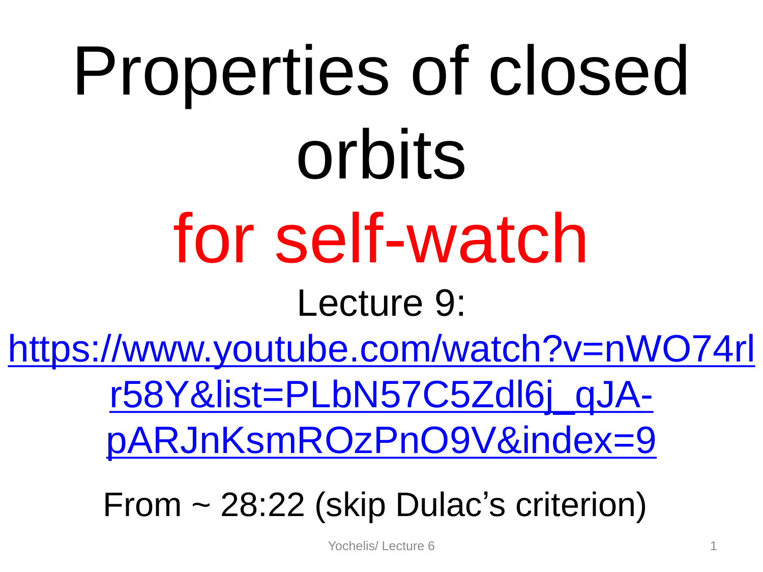# Properties of closed orbits

# for self-watch

Lecture 9:

[https://www.youtube.com/watch?v=nWO74rlr58Y&list=PLbN57C5Zdl6j_qJA-pARJnKsmROzPnO9V&index=9](https://www.youtube.com/watch?v=nWO74rlr58Y&list=PLbN57C5Zdl6j_qJA-pARJnKsmROzPnO9V&index=9)

From ~ 28:22 (skip Dulac's criterion)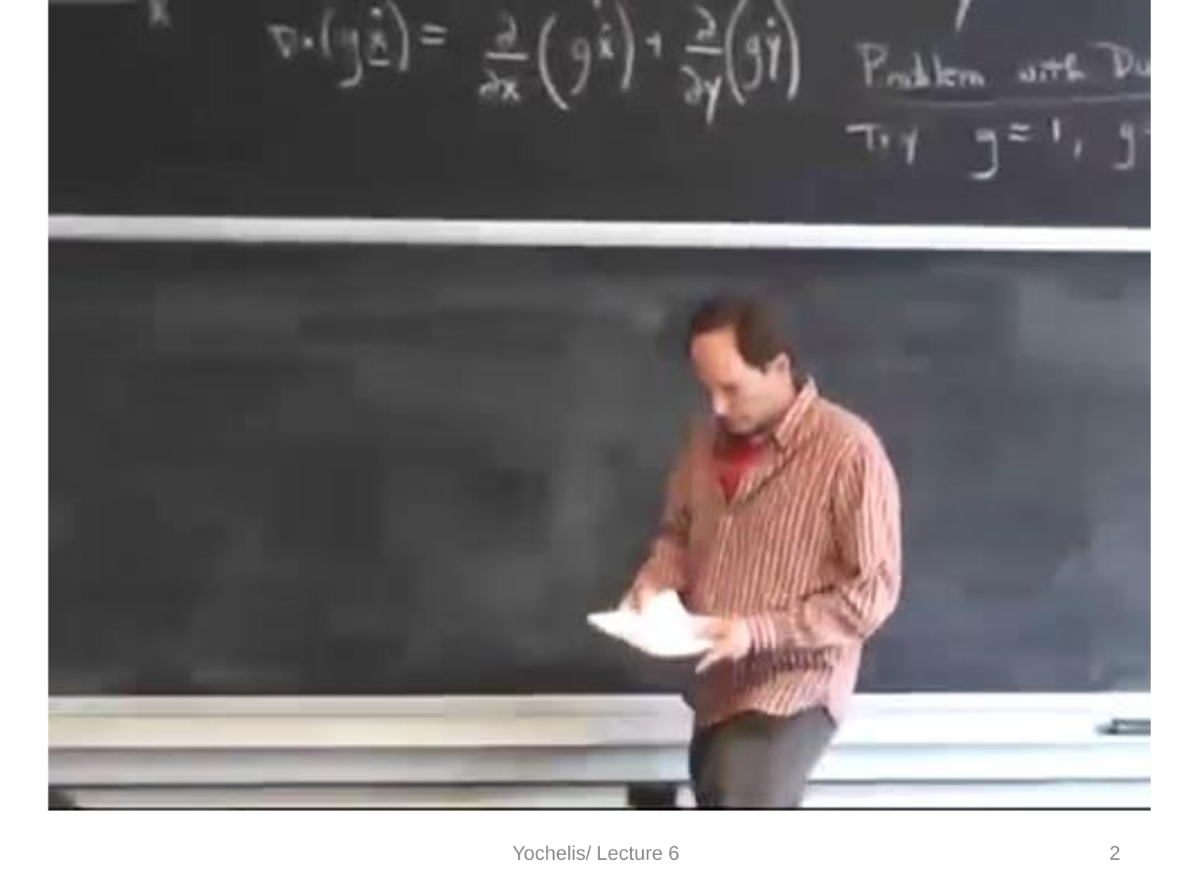$$\nabla \cdot (g \dot{\underline{x}}) = \frac{\partial}{\partial x}(g \dot{x}) + \frac{\partial}{\partial y}(g \dot{y})$$

Problem with Du

Try $g = 1$, $g$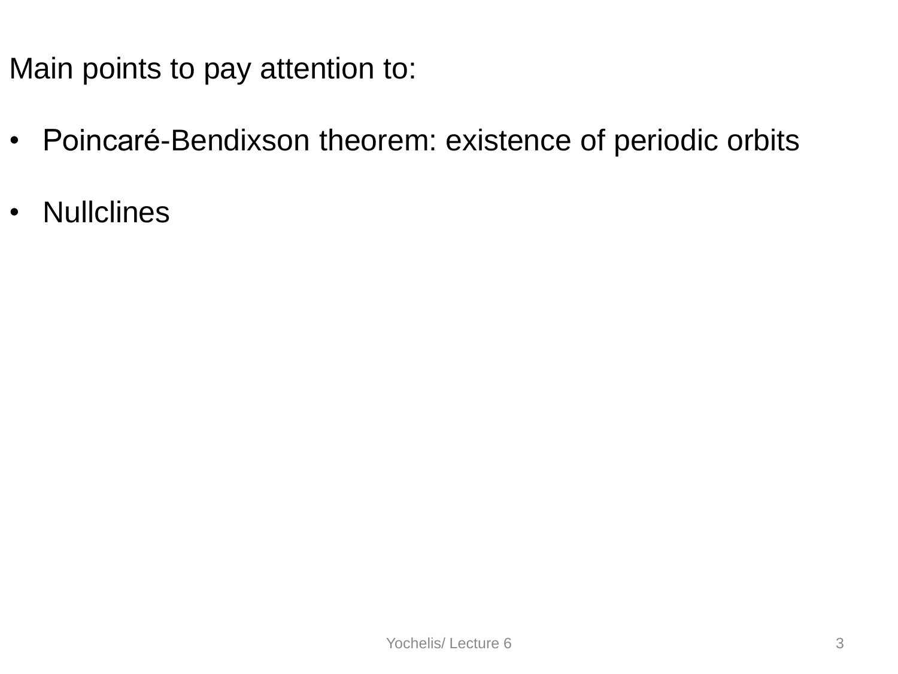Main points to pay attention to:

- Poincaré-Bendixson theorem: existence of periodic orbits
- Nullclines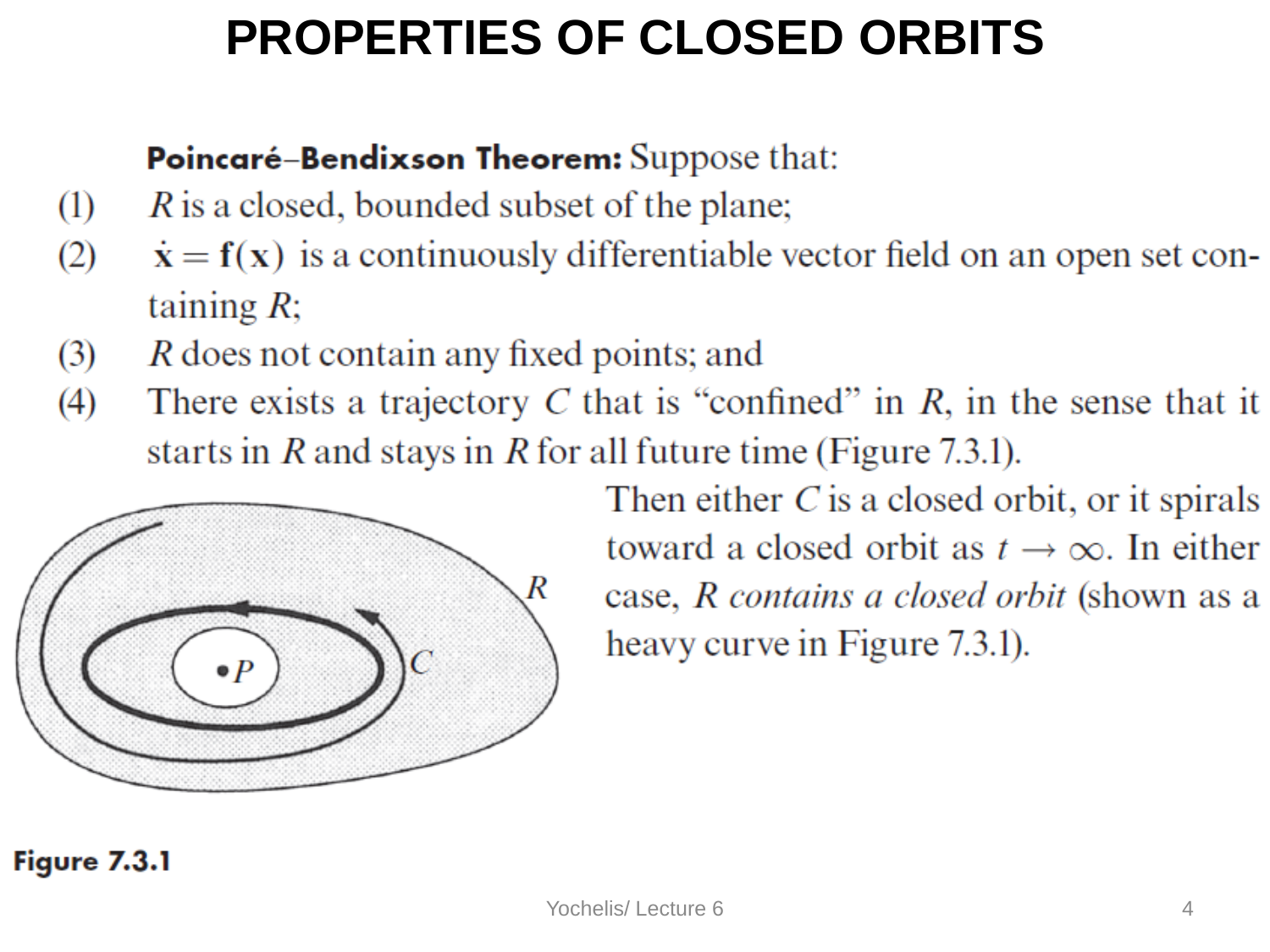# PROPERTIES OF CLOSED ORBITS

**Poincaré–Bendixson Theorem:** Suppose that:

(1) $R$ is a closed, bounded subset of the plane;

(2) $\dot{\mathbf{x}} = \mathbf{f}(\mathbf{x})$ is a continuously differentiable vector field on an open set containing $R$;

(3) $R$ does not contain any fixed points; and

(4) There exists a trajectory $C$ that is "confined" in $R$, in the sense that it starts in $R$ and stays in $R$ for all future time (Figure 7.3.1).

Then either $C$ is a closed orbit, or it spirals toward a closed orbit as $t \to \infty$. In either case, *$R$ contains a closed orbit* (shown as a heavy curve in Figure 7.3.1).

**Figure 7.3.1**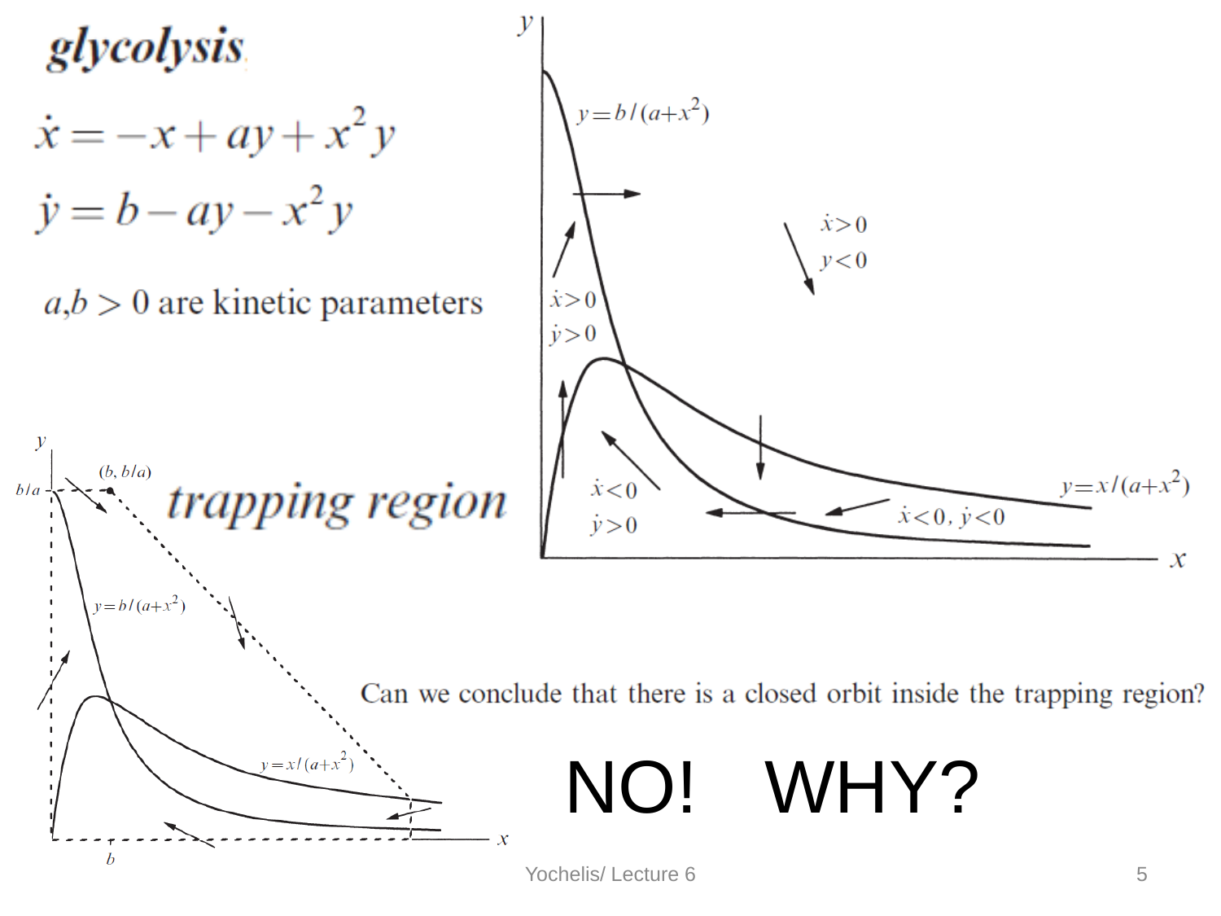# *glycolysis*

$$\dot{x} = -x + ay + x^2 y$$

$$\dot{y} = b - ay - x^2 y$$

$a, b > 0$ are kinetic parameters

*trapping region*

Can we conclude that there is a closed orbit inside the trapping region?

NO! WHY?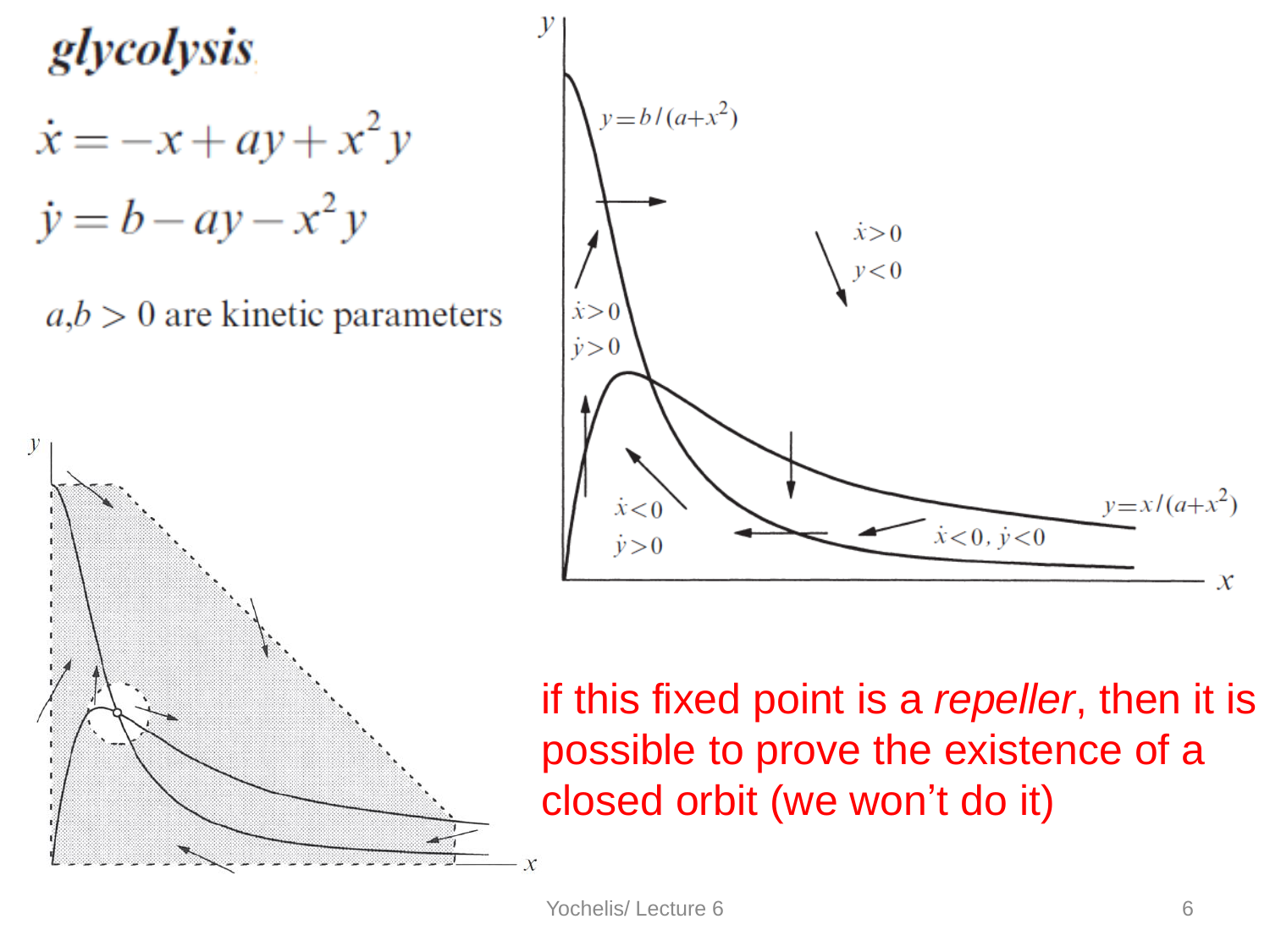## glycolysis

$$\dot{x} = -x + ay + x^2 y$$

$$\dot{y} = b - ay - x^2 y$$

$a,b > 0$ are kinetic parameters

if this fixed point is a *repeller*, then it is possible to prove the existence of a closed orbit (we won't do it)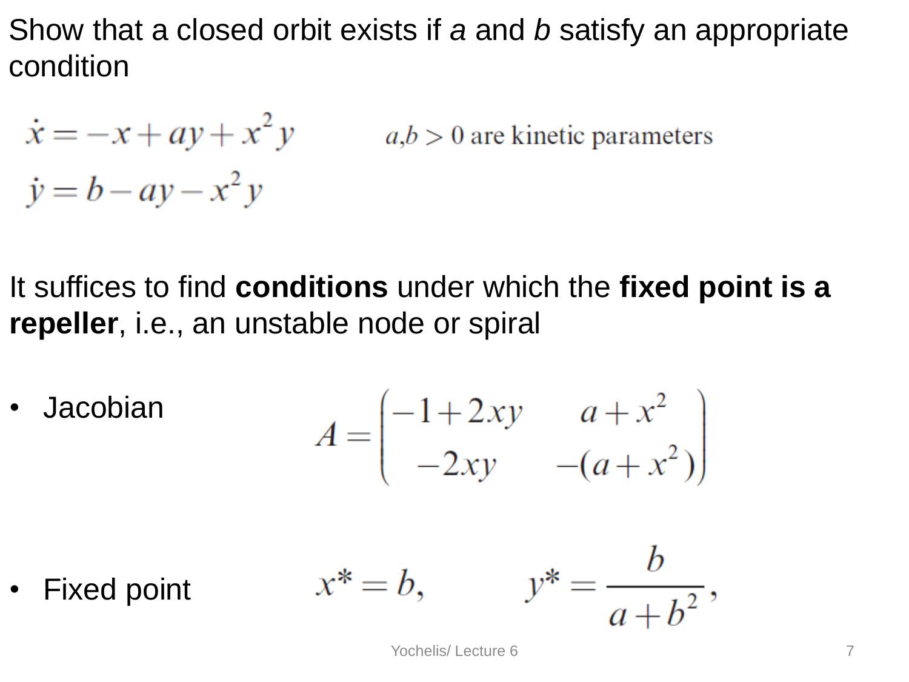Show that a closed orbit exists if *a* and *b* satisfy an appropriate condition

$$\dot{x} = -x + ay + x^2 y$$
$$\dot{y} = b - ay - x^2 y$$

$a, b > 0$ are kinetic parameters

It suffices to find **conditions** under which the **fixed point is a repeller**, i.e., an unstable node or spiral

- Jacobian

$$A = \begin{pmatrix} -1 + 2xy & a + x^2 \\ -2xy & -(a + x^2) \end{pmatrix}$$

- Fixed point

$$x^* = b, \qquad y^* = \frac{b}{a + b^2},$$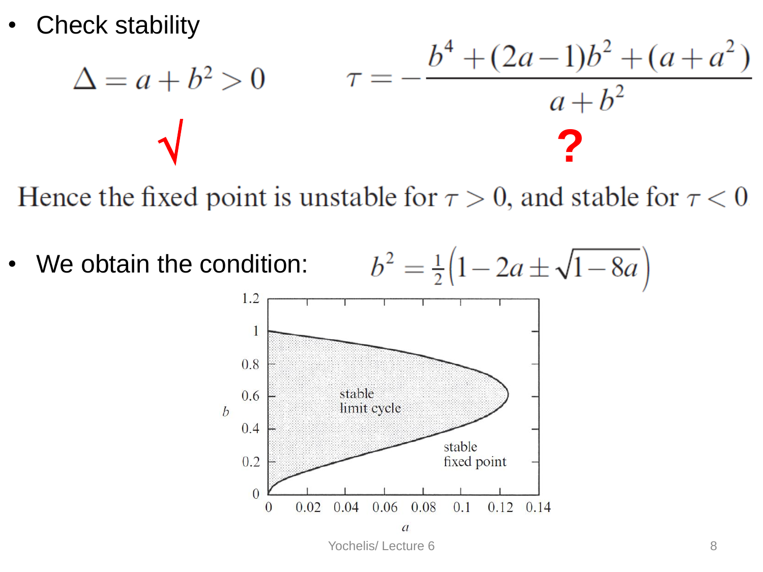- Check stability

$$\Delta = a + b^2 > 0 \qquad \tau = -\frac{b^4 + (2a-1)b^2 + (a+a^2)}{a+b^2}$$

√ ?

Hence the fixed point is unstable for $\tau > 0$, and stable for $\tau < 0$

- We obtain the condition: $b^2 = \frac{1}{2}\left(1 - 2a \pm \sqrt{1-8a}\right)$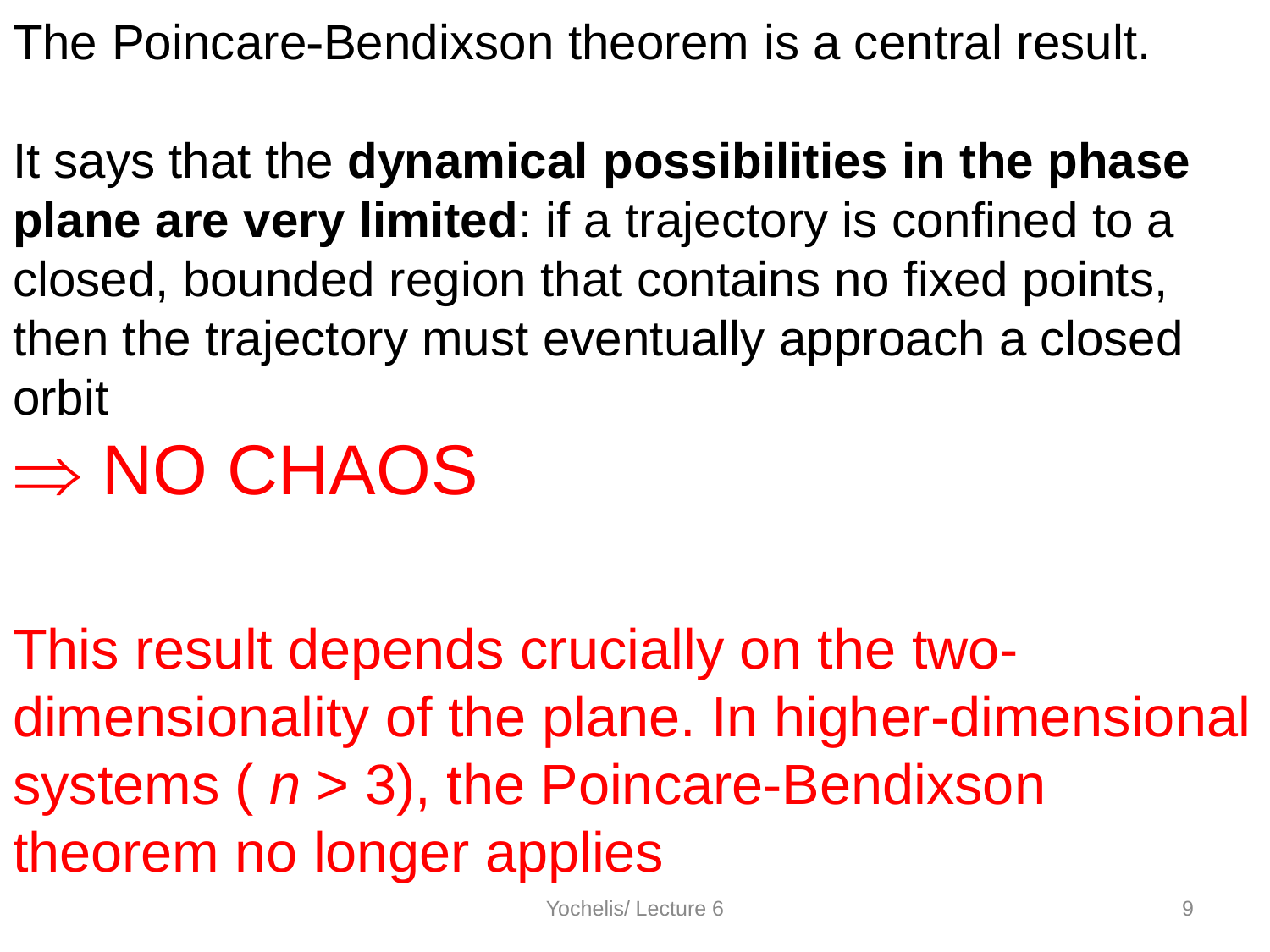The Poincare-Bendixson theorem is a central result.

It says that the **dynamical possibilities in the phase plane are very limited**: if a trajectory is confined to a closed, bounded region that contains no fixed points, then the trajectory must eventually approach a closed orbit

$\Rightarrow$ NO CHAOS

This result depends crucially on the two-dimensionality of the plane. In higher-dimensional systems ( $n > 3$), the Poincare-Bendixson theorem no longer applies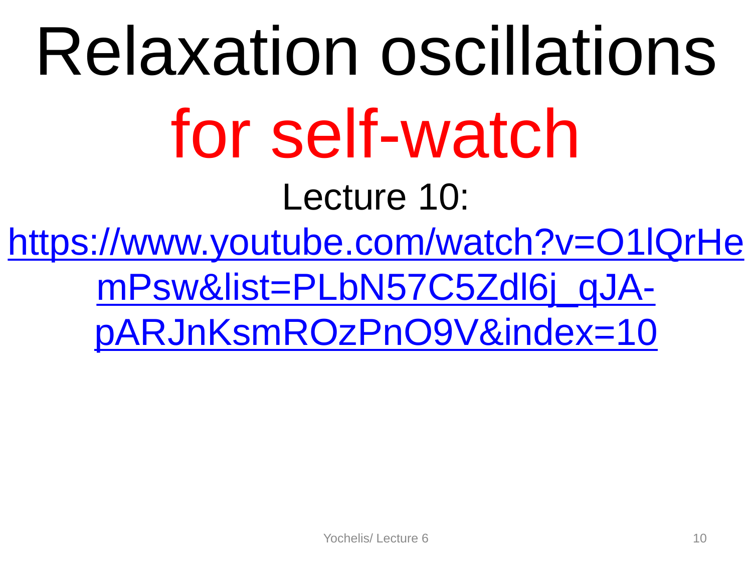# Relaxation oscillations for self-watch

Lecture 10:

[https://www.youtube.com/watch?v=O1lQrHemPsw&list=PLbN57C5Zdl6j_qJA-pARJnKsmROzPnO9V&index=10](https://www.youtube.com/watch?v=O1lQrHemPsw&list=PLbN57C5Zdl6j_qJA-pARJnKsmROzPnO9V&index=10)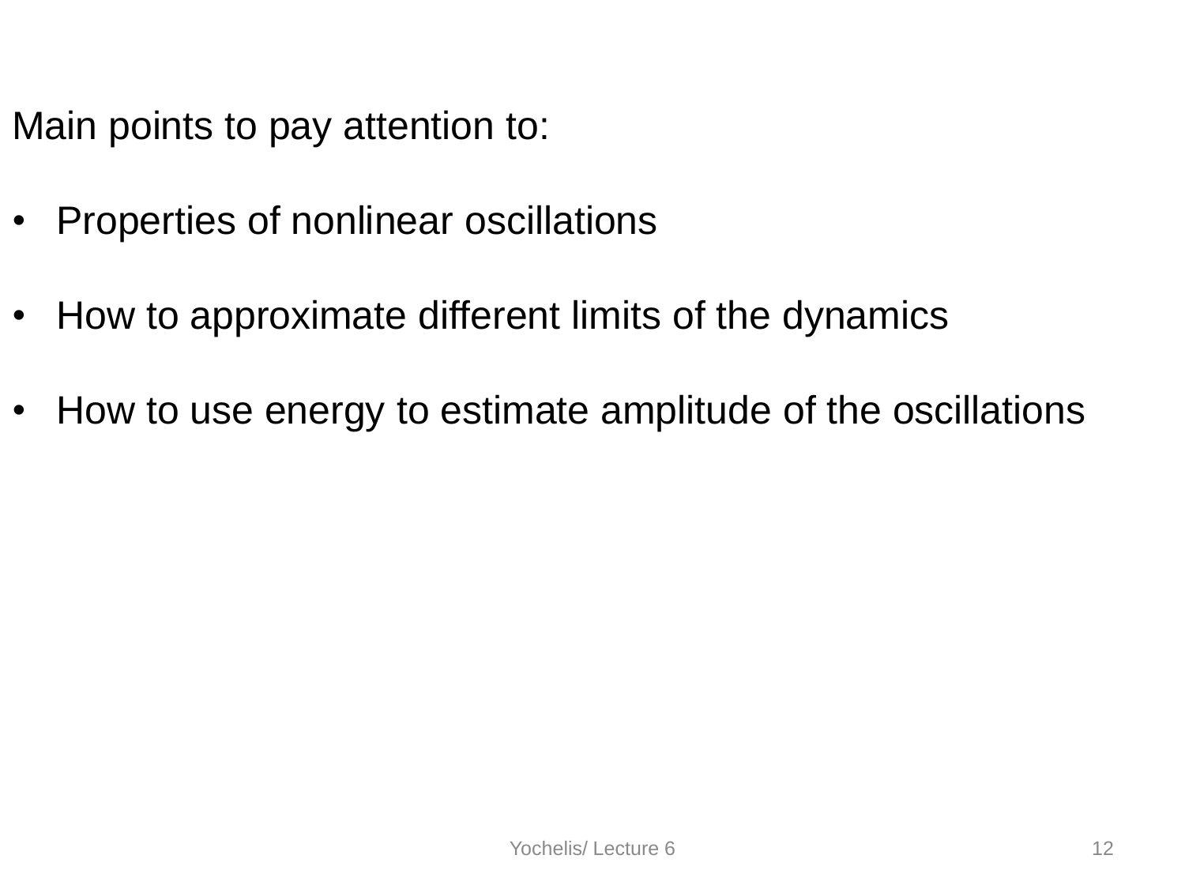Main points to pay attention to:

- Properties of nonlinear oscillations
- How to approximate different limits of the dynamics
- How to use energy to estimate amplitude of the oscillations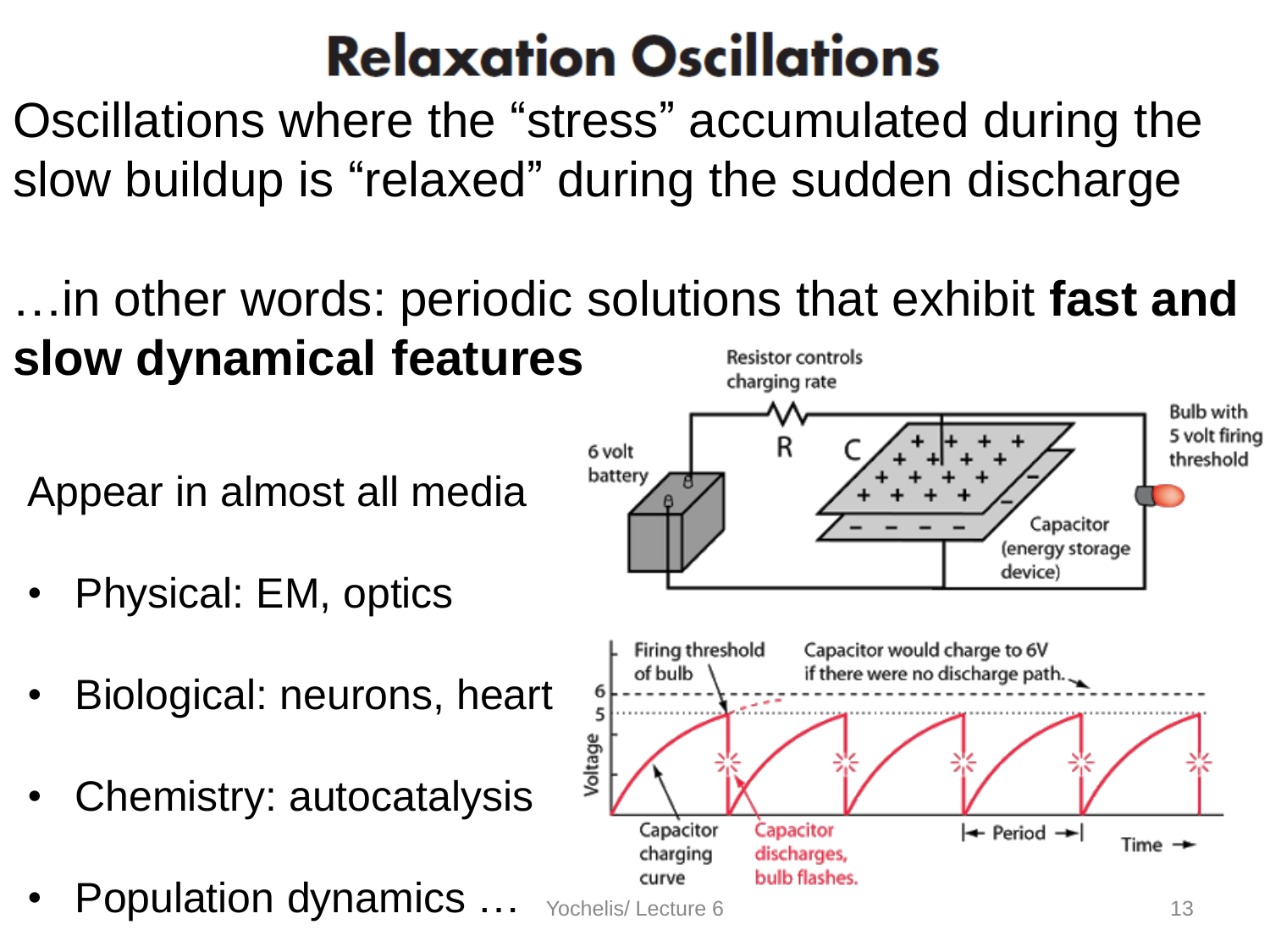# Relaxation Oscillations

Oscillations where the “stress” accumulated during the slow buildup is “relaxed” during the sudden discharge

…in other words: periodic solutions that exhibit **fast and slow dynamical features**

Appear in almost all media

- Physical: EM, optics
- Biological: neurons, heart
- Chemistry: autocatalysis
- Population dynamics …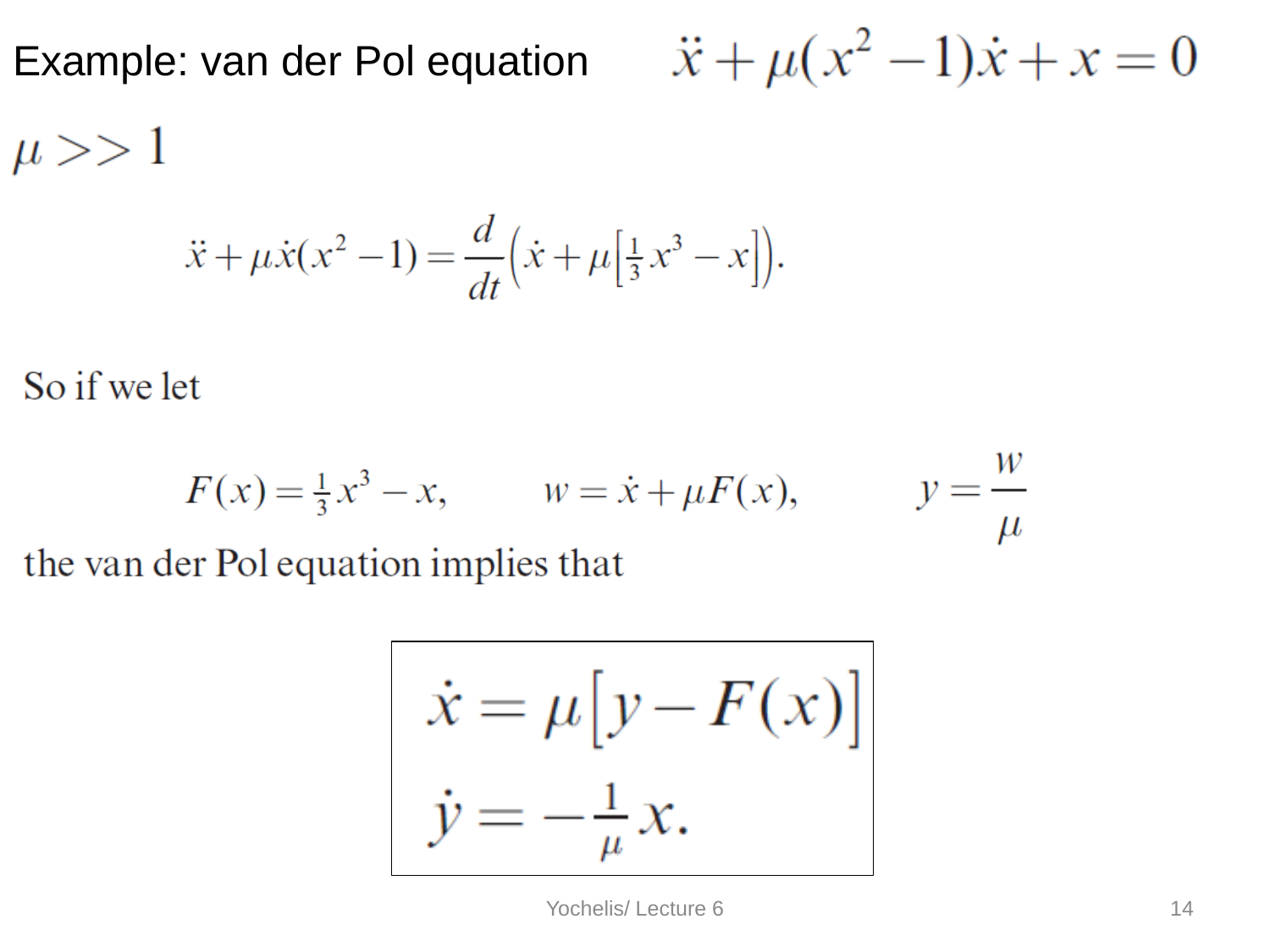Example: van der Pol equation $\ddot{x} + \mu(x^2 - 1)\dot{x} + x = 0$

$\mu >> 1$

$$\ddot{x} + \mu\dot{x}(x^2 - 1) = \frac{d}{dt}\left(\dot{x} + \mu\left[\tfrac{1}{3}x^3 - x\right]\right).$$

So if we let

$$F(x) = \tfrac{1}{3}x^3 - x, \qquad w = \dot{x} + \mu F(x), \qquad y = \frac{w}{\mu}$$

the van der Pol equation implies that

$$\dot{x} = \mu\left[y - F(x)\right]$$
$$\dot{y} = -\tfrac{1}{\mu}x.$$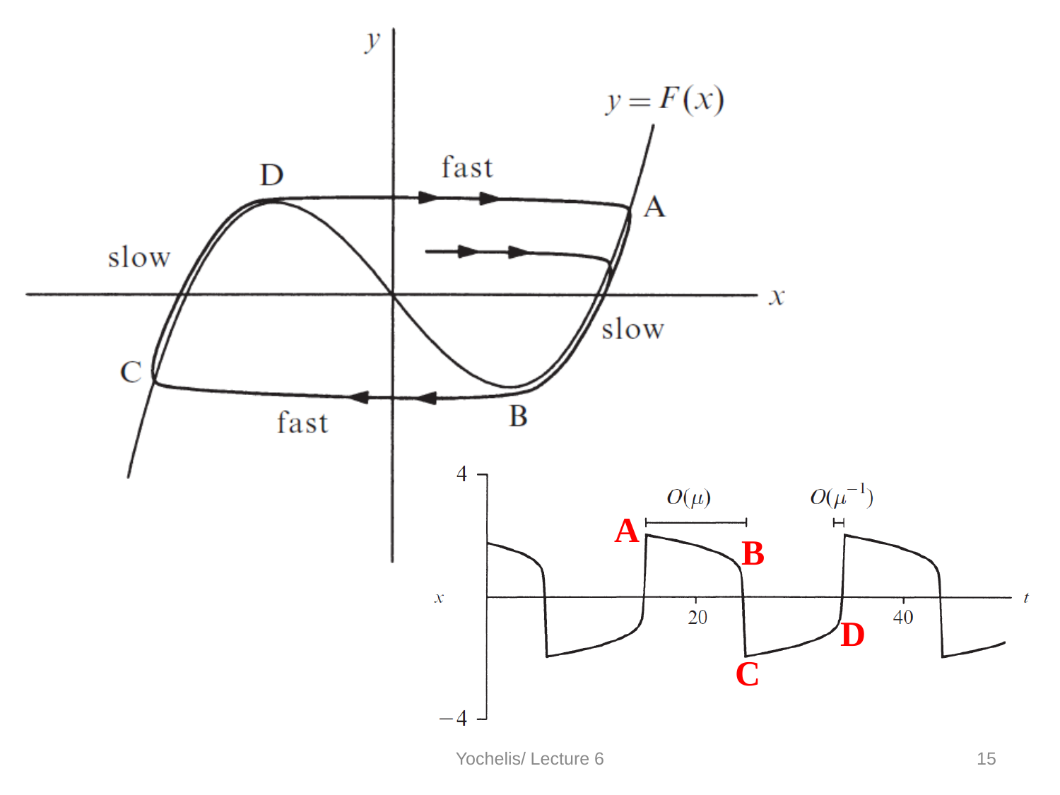$y = F(x)$

D — fast — A

slow — slow

C — fast — B

$O(\mu)$ $O(\mu^{-1})$

A B C D

$x$ $t$

4, −4, 20, 40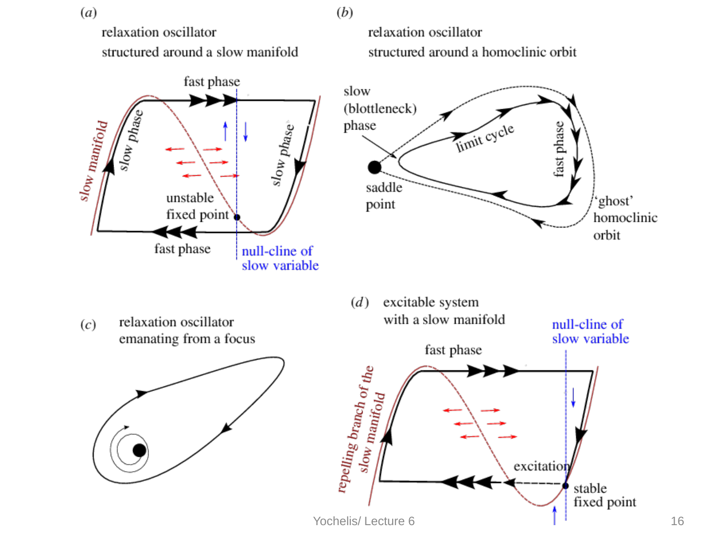(a)

relaxation oscillator
structured around a slow manifold

fast phase

slow manifold

slow phase

slow phase

unstable
fixed point

fast phase

null-cline of
slow variable

(b)

relaxation oscillator
structured around a homoclinic orbit

slow
(blottleneck)
phase

limit cycle

fast phase

saddle
point

'ghost'
homoclinic
orbit

(c)

relaxation oscillator
emanating from a focus

(d)

excitable system
with a slow manifold

null-cline of
slow variable

fast phase

repelling branch of the
slow manifold

excitation

stable
fixed point